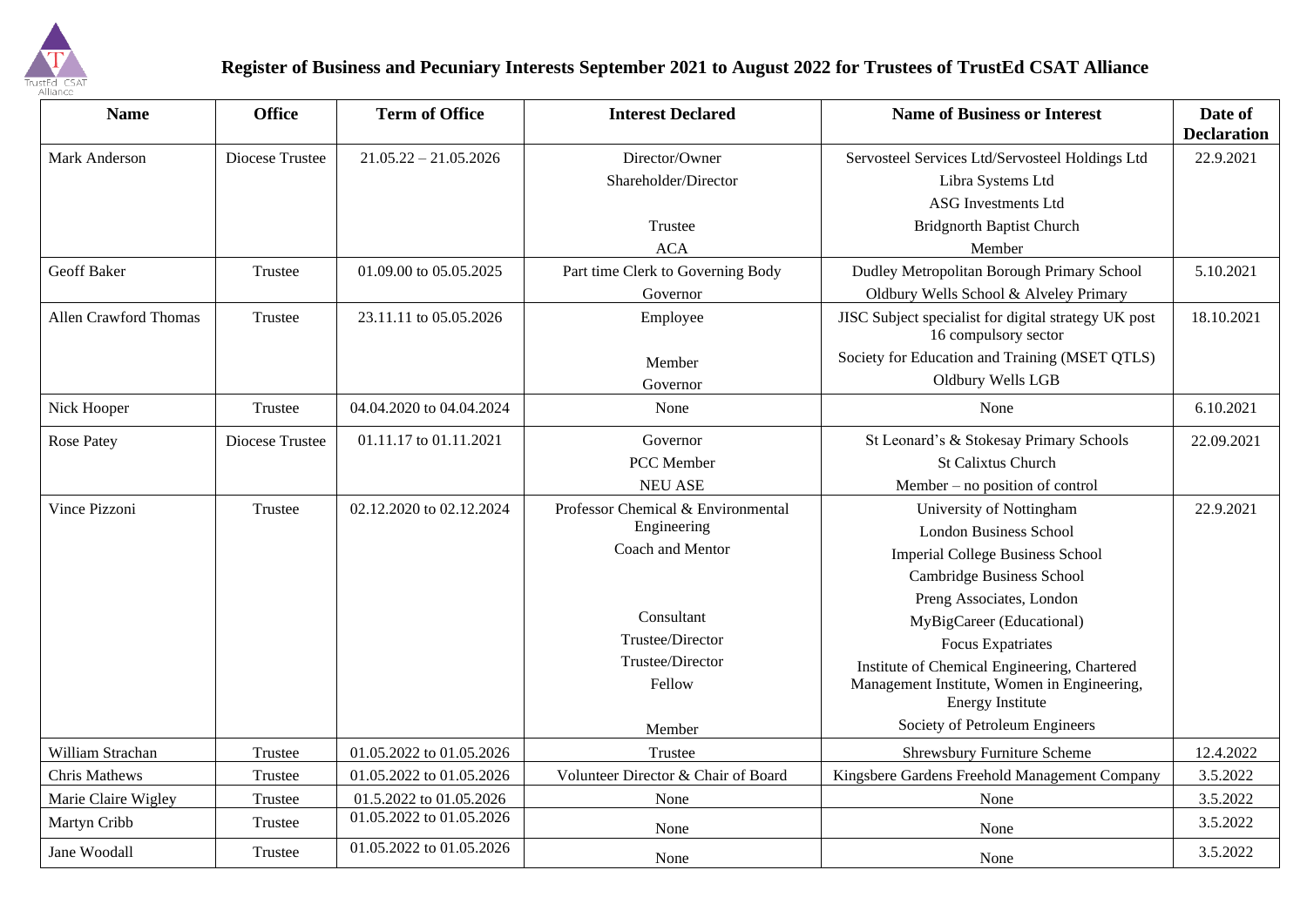# Register of Business and Pecuniary Interests September 2021 to August 2022 for Trustees of TrustEd CSAT Alliance

| Name | Office | Term of Office | Interest Declared | Name of Business or Interest | Date of Declaration |
|---|---|---|---|---|---|
| Mark Anderson | Diocese Trustee | 21.05.22 – 21.05.2026 | Director/Owner | Servosteel Services Ltd/Servosteel Holdings Ltd | 22.9.2021 |
| | | | Shareholder/Director | Libra Systems Ltd | |
| | | | | ASG Investments Ltd | |
| | | | Trustee | Bridgnorth Baptist Church | |
| | | | ACA | Member | |
| Geoff Baker | Trustee | 01.09.00 to 05.05.2025 | Part time Clerk to Governing Body | Dudley Metropolitan Borough Primary School | 5.10.2021 |
| | | | Governor | Oldbury Wells School & Alveley Primary | |
| Allen Crawford Thomas | Trustee | 23.11.11 to 05.05.2026 | Employee | JISC Subject specialist for digital strategy UK post 16 compulsory sector | 18.10.2021 |
| | | | Member | Society for Education and Training (MSET QTLS) | |
| | | | Governor | Oldbury Wells LGB | |
| Nick Hooper | Trustee | 04.04.2020 to 04.04.2024 | None | None | 6.10.2021 |
| Rose Patey | Diocese Trustee | 01.11.17 to 01.11.2021 | Governor | St Leonard's & Stokesay Primary Schools | 22.09.2021 |
| | | | PCC Member | St Calixtus Church | |
| | | | NEU ASE | Member – no position of control | |
| Vince Pizzoni | Trustee | 02.12.2020 to 02.12.2024 | Professor Chemical & Environmental Engineering | University of Nottingham | 22.9.2021 |
| | | | Coach and Mentor | London Business School | |
| | | | | Imperial College Business School | |
| | | | | Cambridge Business School | |
| | | | | Preng Associates, London | |
| | | | Consultant | MyBigCareer (Educational) | |
| | | | Trustee/Director | Focus Expatriates | |
| | | | Trustee/Director | Institute of Chemical Engineering, Chartered Management Institute, Women in Engineering, Energy Institute | |
| | | | Fellow | | |
| | | | Member | Society of Petroleum Engineers | |
| William Strachan | Trustee | 01.05.2022 to 01.05.2026 | Trustee | Shrewsbury Furniture Scheme | 12.4.2022 |
| Chris Mathews | Trustee | 01.05.2022 to 01.05.2026 | Volunteer Director & Chair of Board | Kingsbere Gardens Freehold Management Company | 3.5.2022 |
| Marie Claire Wigley | Trustee | 01.5.2022 to 01.05.2026 | None | None | 3.5.2022 |
| Martyn Cribb | Trustee | 01.05.2022 to 01.05.2026 | None | None | 3.5.2022 |
| Jane Woodall | Trustee | 01.05.2022 to 01.05.2026 | None | None | 3.5.2022 |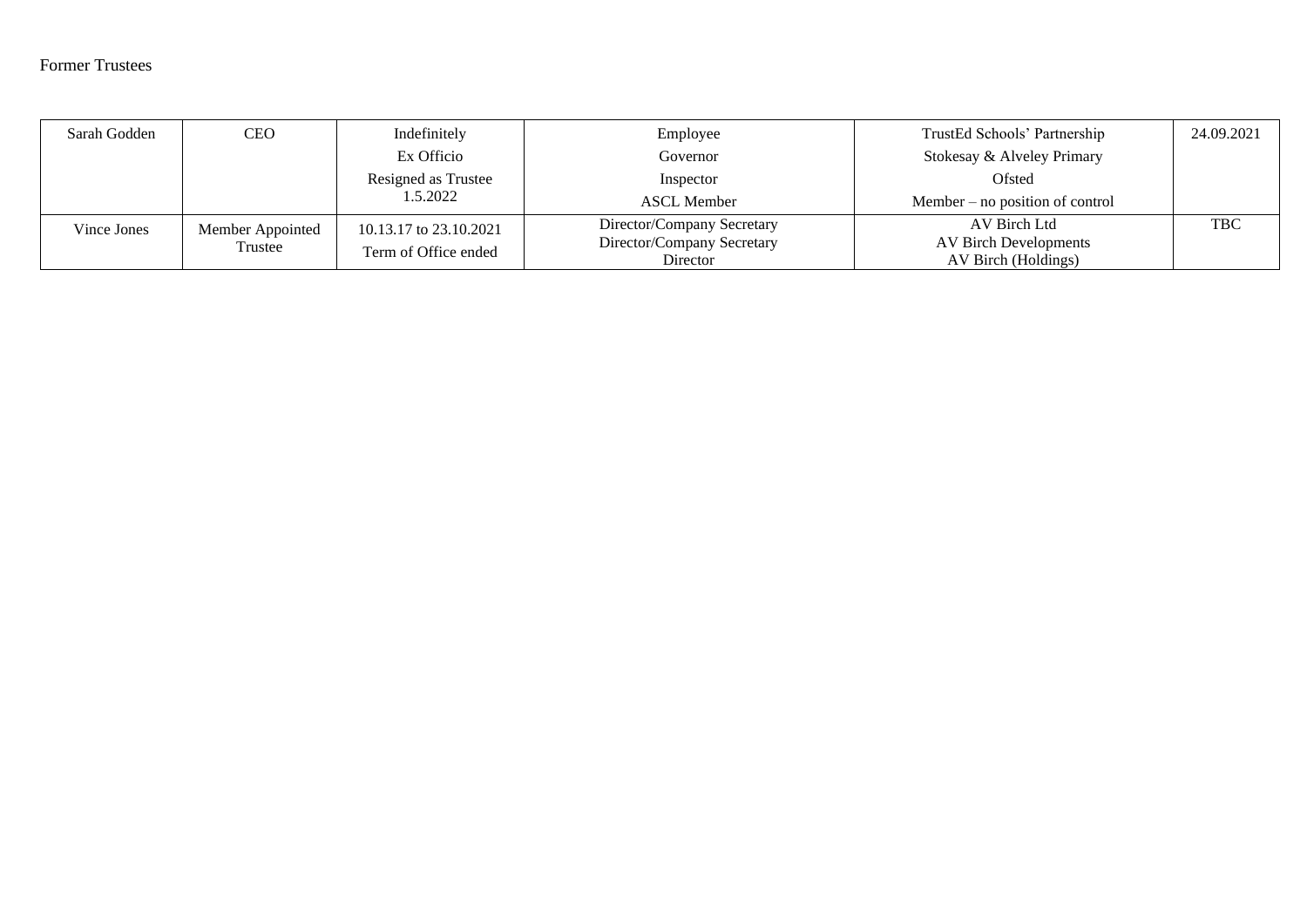Former Trustees

| | | | | | |
|---|---|---|---|---|---|
| Sarah Godden | CEO | Indefinitely<br>Ex Officio<br>Resigned as Trustee 1.5.2022 | Employee<br>Governor<br>Inspector<br>ASCL Member | TrustEd Schools' Partnership<br>Stokesay & Alveley Primary<br>Ofsted<br>Member – no position of control | 24.09.2021 |
| Vince Jones | Member Appointed Trustee | 10.13.17 to 23.10.2021<br>Term of Office ended | Director/Company Secretary<br>Director/Company Secretary<br>Director | AV Birch Ltd<br>AV Birch Developments<br>AV Birch (Holdings) | TBC |